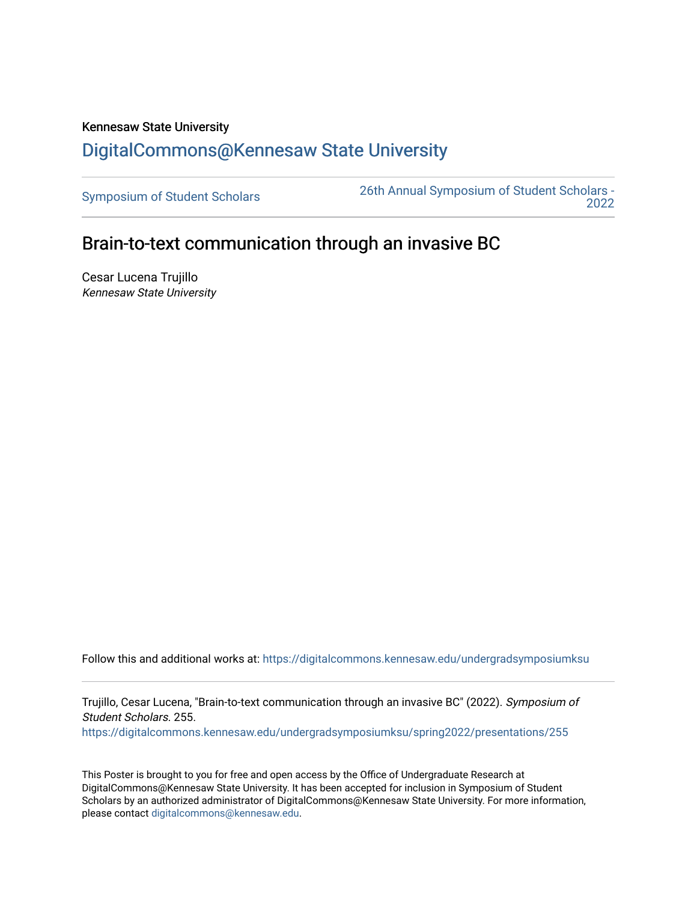Kennesaw State University

# DigitalCommons@Kennesaw State University

Symposium of Student Scholars

26th Annual Symposium of Student Scholars - 2022

## Brain-to-text communication through an invasive BC

Cesar Lucena Trujillo
*Kennesaw State University*

Follow this and additional works at: https://digitalcommons.kennesaw.edu/undergradsymposiumksu

Trujillo, Cesar Lucena, "Brain-to-text communication through an invasive BC" (2022). *Symposium of Student Scholars*. 255.
https://digitalcommons.kennesaw.edu/undergradsymposiumksu/spring2022/presentations/255

This Poster is brought to you for free and open access by the Office of Undergraduate Research at DigitalCommons@Kennesaw State University. It has been accepted for inclusion in Symposium of Student Scholars by an authorized administrator of DigitalCommons@Kennesaw State University. For more information, please contact digitalcommons@kennesaw.edu.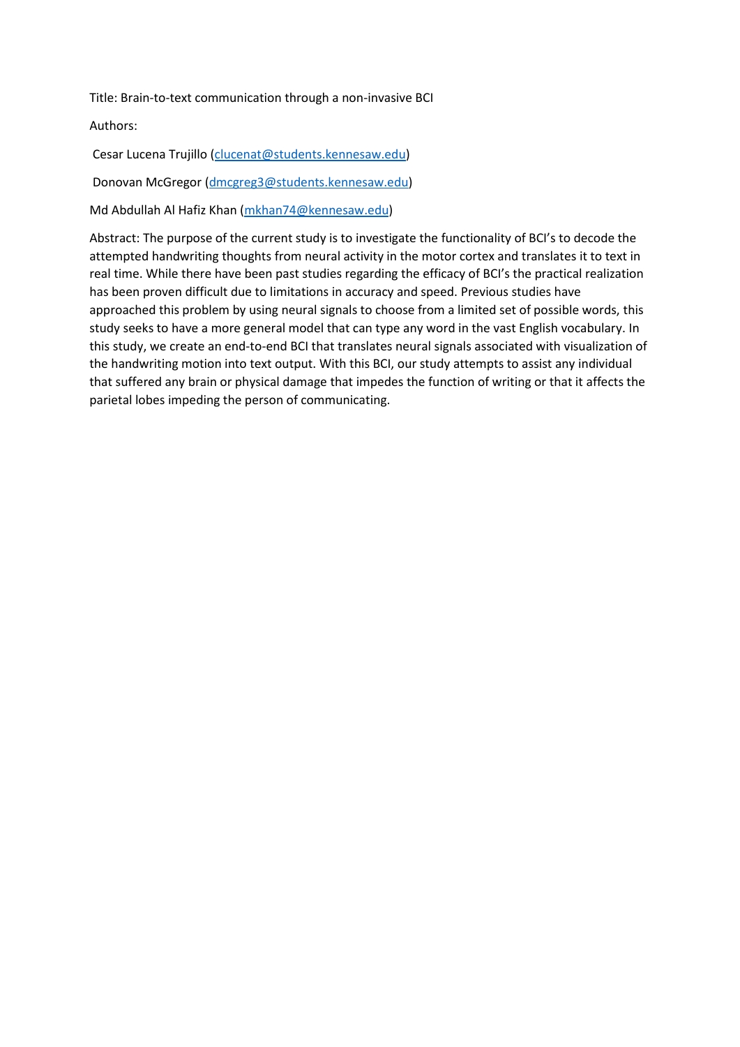Title: Brain-to-text communication through a non-invasive BCI

Authors:

Cesar Lucena Trujillo (clucenat@students.kennesaw.edu)

Donovan McGregor (dmcgreg3@students.kennesaw.edu)

Md Abdullah Al Hafiz Khan (mkhan74@kennesaw.edu)

Abstract: The purpose of the current study is to investigate the functionality of BCI's to decode the attempted handwriting thoughts from neural activity in the motor cortex and translates it to text in real time. While there have been past studies regarding the efficacy of BCI's the practical realization has been proven difficult due to limitations in accuracy and speed. Previous studies have approached this problem by using neural signals to choose from a limited set of possible words, this study seeks to have a more general model that can type any word in the vast English vocabulary. In this study, we create an end-to-end BCI that translates neural signals associated with visualization of the handwriting motion into text output. With this BCI, our study attempts to assist any individual that suffered any brain or physical damage that impedes the function of writing or that it affects the parietal lobes impeding the person of communicating.